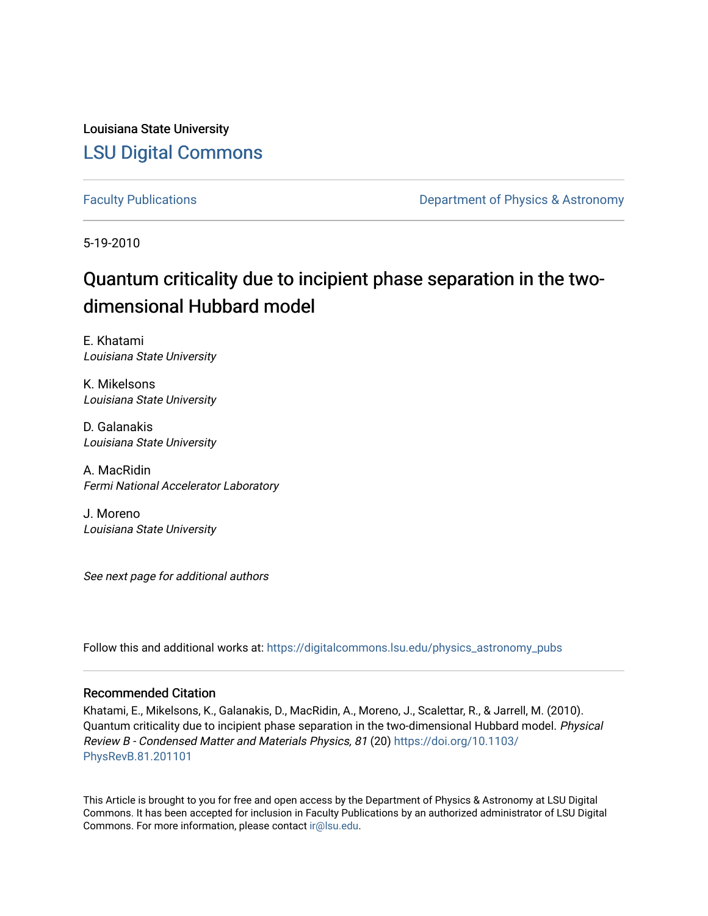Louisiana State University

# LSU Digital Commons

Faculty Publications | Department of Physics & Astronomy

5-19-2010

# Quantum criticality due to incipient phase separation in the two-dimensional Hubbard model

E. Khatami
*Louisiana State University*

K. Mikelsons
*Louisiana State University*

D. Galanakis
*Louisiana State University*

A. MacRidin
*Fermi National Accelerator Laboratory*

J. Moreno
*Louisiana State University*

*See next page for additional authors*

Follow this and additional works at: https://digitalcommons.lsu.edu/physics_astronomy_pubs

## Recommended Citation

Khatami, E., Mikelsons, K., Galanakis, D., MacRidin, A., Moreno, J., Scalettar, R., & Jarrell, M. (2010). Quantum criticality due to incipient phase separation in the two-dimensional Hubbard model. *Physical Review B - Condensed Matter and Materials Physics, 81* (20) https://doi.org/10.1103/PhysRevB.81.201101

This Article is brought to you for free and open access by the Department of Physics & Astronomy at LSU Digital Commons. It has been accepted for inclusion in Faculty Publications by an authorized administrator of LSU Digital Commons. For more information, please contact ir@lsu.edu.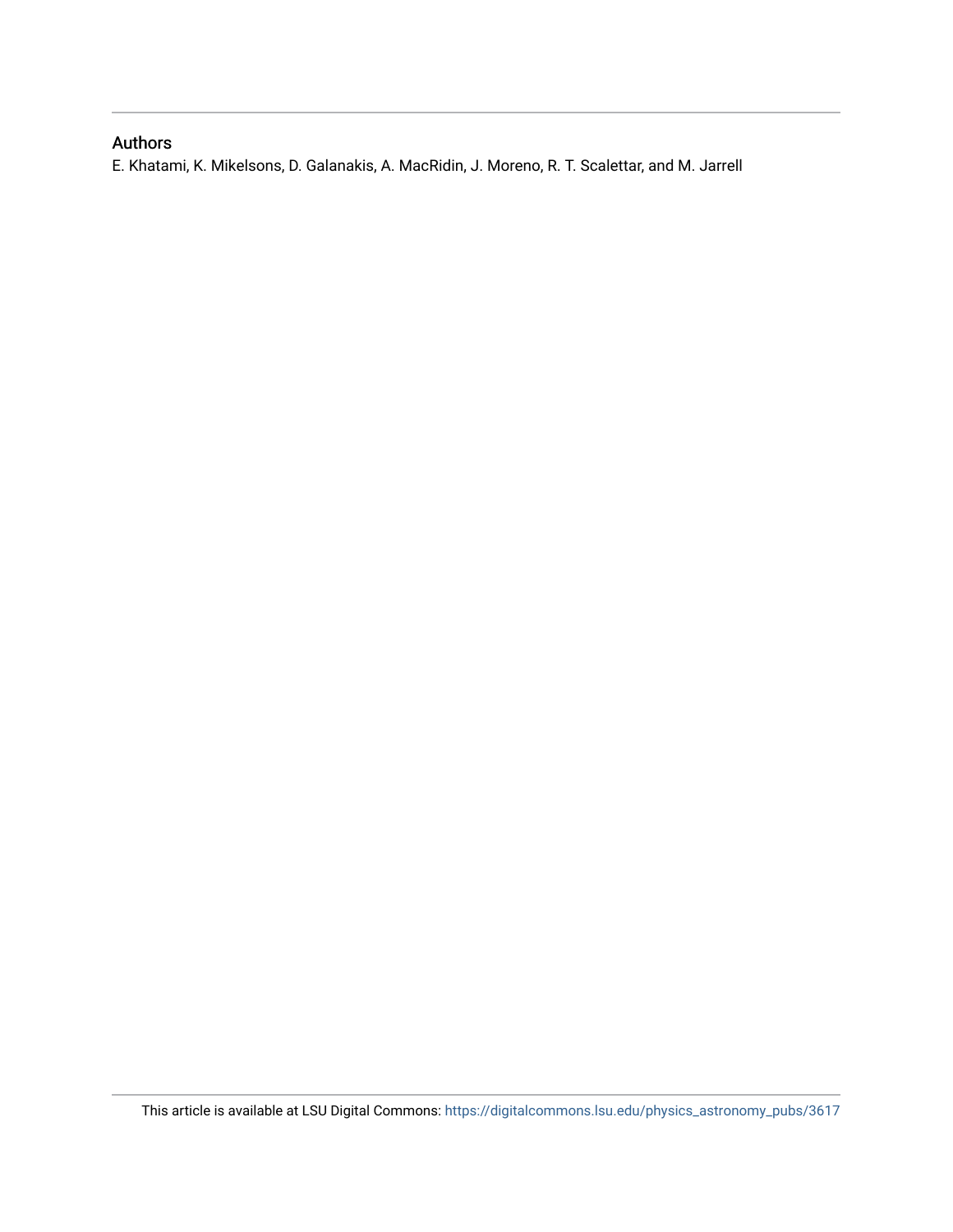## Authors

E. Khatami, K. Mikelsons, D. Galanakis, A. MacRidin, J. Moreno, R. T. Scalettar, and M. Jarrell

This article is available at LSU Digital Commons: https://digitalcommons.lsu.edu/physics_astronomy_pubs/3617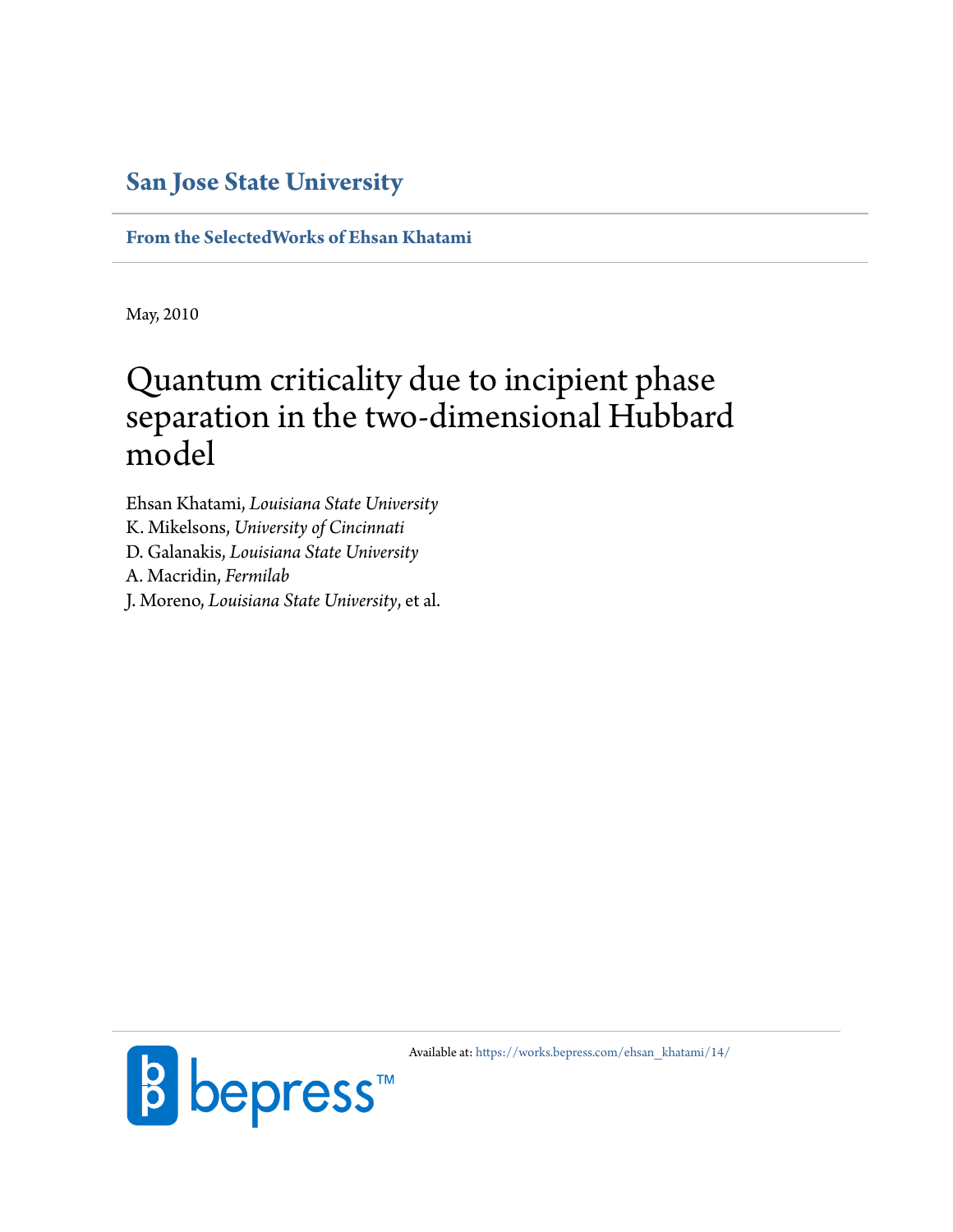## San Jose State University

**From the SelectedWorks of Ehsan Khatami**

May, 2010

# Quantum criticality due to incipient phase separation in the two-dimensional Hubbard model

Ehsan Khatami, *Louisiana State University*
K. Mikelsons, *University of Cincinnati*
D. Galanakis, *Louisiana State University*
A. Macridin, *Fermilab*
J. Moreno, *Louisiana State University*, et al.

Available at: https://works.bepress.com/ehsan_khatami/14/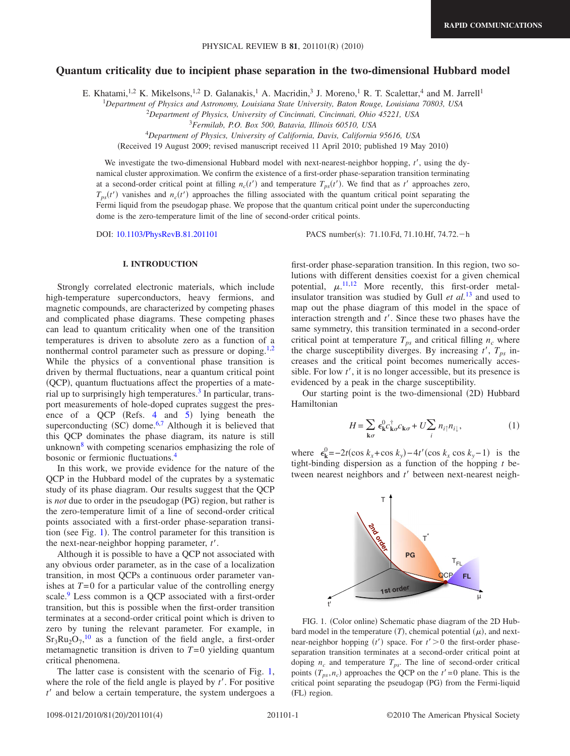# Quantum criticality due to incipient phase separation in the two-dimensional Hubbard model

E. Khatami,[1,2] K. Mikelsons,[1,2] D. Galanakis,[1] A. Macridin,[3] J. Moreno,[1] R. T. Scalettar,[4] and M. Jarrell[1]

[1]Department of Physics and Astronomy, Louisiana State University, Baton Rouge, Louisiana 70803, USA
[2]Department of Physics, University of Cincinnati, Cincinnati, Ohio 45221, USA
[3]Fermilab, P.O. Box 500, Batavia, Illinois 60510, USA
[4]Department of Physics, University of California, Davis, California 95616, USA

(Received 19 August 2009; revised manuscript received 11 April 2010; published 19 May 2010)

We investigate the two-dimensional Hubbard model with next-nearest-neighbor hopping, $t'$, using the dynamical cluster approximation. We confirm the existence of a first-order phase-separation transition terminating at a second-order critical point at filling $n_c(t')$ and temperature $T_{ps}(t')$. We find that as $t'$ approaches zero, $T_{ps}(t')$ vanishes and $n_c(t')$ approaches the filling associated with the quantum critical point separating the Fermi liquid from the pseudogap phase. We propose that the quantum critical point under the superconducting dome is the zero-temperature limit of the line of second-order critical points.

DOI: 10.1103/PhysRevB.81.201101 PACS number(s): 71.10.Fd, 71.10.Hf, 74.72.−h

## I. INTRODUCTION

Strongly correlated electronic materials, which include high-temperature superconductors, heavy fermions, and magnetic compounds, are characterized by competing phases and complicated phase diagrams. These competing phases can lead to quantum criticality when one of the transition temperatures is driven to absolute zero as a function of a nonthermal control parameter such as pressure or doping.[1,2] While the physics of a conventional phase transition is driven by thermal fluctuations, near a quantum critical point (QCP), quantum fluctuations affect the properties of a material up to surprisingly high temperatures.[3] In particular, transport measurements of hole-doped cuprates suggest the presence of a QCP (Refs. 4 and 5) lying beneath the superconducting (SC) dome.[6,7] Although it is believed that this QCP dominates the phase diagram, its nature is still unknown[8] with competing scenarios emphasizing the role of bosonic or fermionic fluctuations.[4]

In this work, we provide evidence for the nature of the QCP in the Hubbard model of the cuprates by a systematic study of its phase diagram. Our results suggest that the QCP is *not* due to order in the pseudogap (PG) region, but rather is the zero-temperature limit of a line of second-order critical points associated with a first-order phase-separation transition (see Fig. 1). The control parameter for this transition is the next-near-neighbor hopping parameter, $t'$.

Although it is possible to have a QCP not associated with any obvious order parameter, as in the case of a localization transition, in most QCPs a continuous order parameter vanishes at $T=0$ for a particular value of the controlling energy scale.[9] Less common is a QCP associated with a first-order transition, but this is possible when the first-order transition terminates at a second-order critical point which is driven to zero by tuning the relevant parameter. For example, in $Sr_3Ru_2O_7$,[10] as a function of the field angle, a first-order metamagnetic transition is driven to $T=0$ yielding quantum critical phenomena.

The latter case is consistent with the scenario of Fig. 1, where the role of the field angle is played by $t'$. For positive $t'$ and below a certain temperature, the system undergoes a first-order phase-separation transition. In this region, two solutions with different densities coexist for a given chemical potential, $\mu$.[11,12] More recently, this first-order metal-insulator transition was studied by Gull *et al.*[13] and used to map out the phase diagram of this model in the space of interaction strength and $t'$. Since these two phases have the same symmetry, this transition terminated in a second-order critical point at temperature $T_{ps}$ and critical filling $n_c$ where the charge susceptibility diverges. By increasing $t'$, $T_{ps}$ increases and the critical point becomes numerically accessible. For low $t'$, it is no longer accessible, but its presence is evidenced by a peak in the charge susceptibility.

Our starting point is the two-dimensional (2D) Hubbard Hamiltonian

$$H = \sum_{\mathbf{k}\sigma} \epsilon^0_{\mathbf{k}} c^\dagger_{\mathbf{k}\sigma} c_{\mathbf{k}\sigma} + U \sum_i n_{i\uparrow} n_{i\downarrow}, \tag{1}$$

where $\epsilon^0_{\mathbf{k}} = -2t(\cos k_x + \cos k_y) - 4t'(\cos k_x \cos k_y - 1)$ is the tight-binding dispersion as a function of the hopping $t$ between nearest neighbors and $t'$ between next-nearest neigh-

FIG. 1. (Color online) Schematic phase diagram of the 2D Hubbard model in the temperature ($T$), chemical potential ($\mu$), and next-near-neighbor hopping ($t'$) space. For $t'>0$ the first-order phase-separation transition terminates at a second-order critical point at doping $n_c$ and temperature $T_{ps}$. The line of second-order critical points ($T_{ps}, n_c$) approaches the QCP on the $t'=0$ plane. This is the critical point separating the pseudogap (PG) from the Fermi-liquid (FL) region.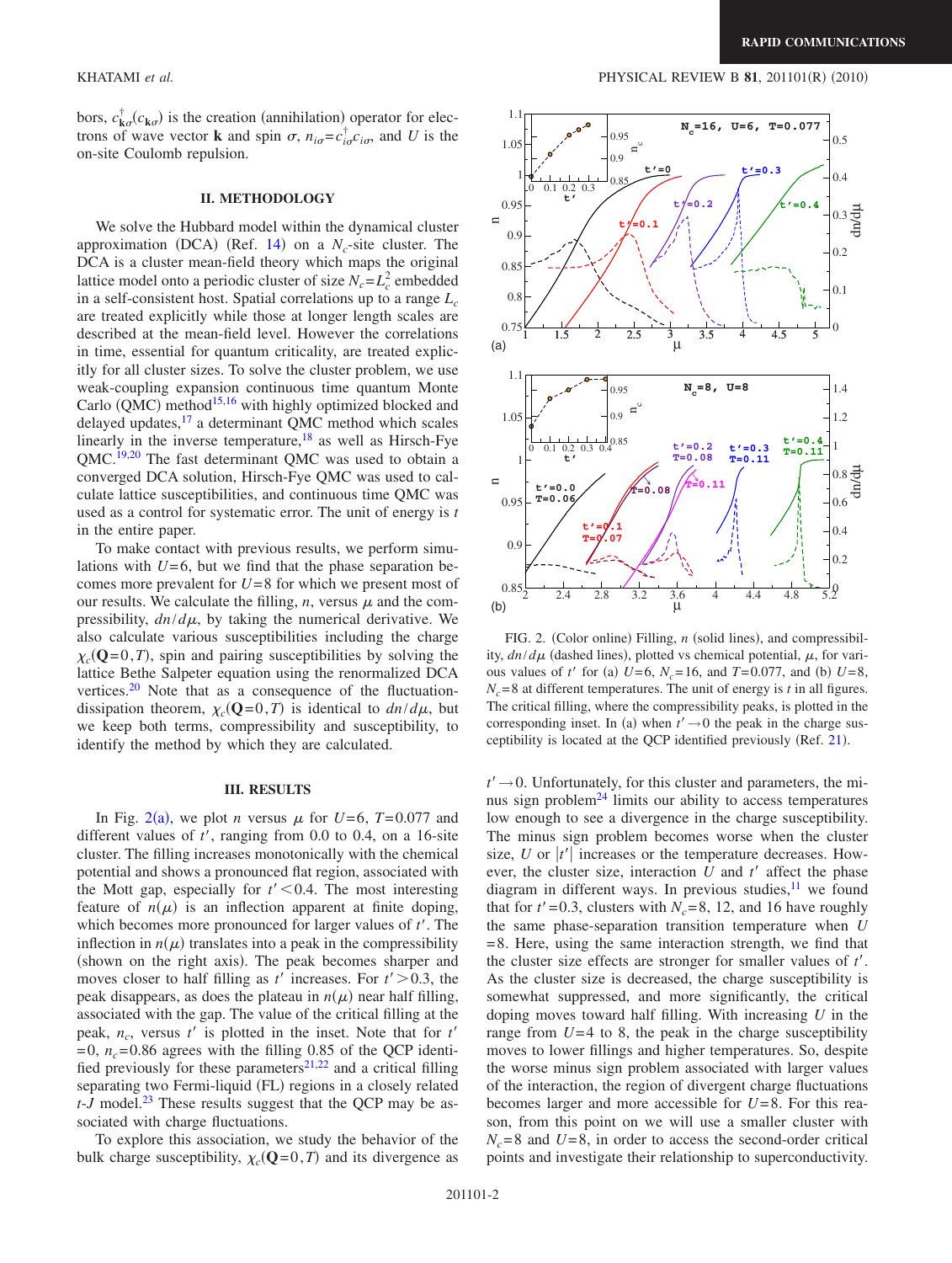bors, $c^{\dagger}_{\mathbf{k}\sigma}(c_{\mathbf{k}\sigma})$ is the creation (annihilation) operator for electrons of wave vector $\mathbf{k}$ and spin $\sigma$, $n_{i\sigma}=c^{\dagger}_{i\sigma}c_{i\sigma}$, and $U$ is the on-site Coulomb repulsion.

## II. METHODOLOGY

We solve the Hubbard model within the dynamical cluster approximation (DCA) (Ref. 14) on a $N_c$-site cluster. The DCA is a cluster mean-field theory which maps the original lattice model onto a periodic cluster of size $N_c=L_c^2$ embedded in a self-consistent host. Spatial correlations up to a range $L_c$ are treated explicitly while those at longer length scales are described at the mean-field level. However the correlations in time, essential for quantum criticality, are treated explicitly for all cluster sizes. To solve the cluster problem, we use weak-coupling expansion continuous time quantum Monte Carlo (QMC) method[15,16] with highly optimized blocked and delayed updates,[17] a determinant QMC method which scales linearly in the inverse temperature,[18] as well as Hirsch-Fye QMC.[19,20] The fast determinant QMC was used to obtain a converged DCA solution, Hirsch-Fye QMC was used to calculate lattice susceptibilities, and continuous time QMC was used as a control for systematic error. The unit of energy is $t$ in the entire paper.

To make contact with previous results, we perform simulations with $U=6$, but we find that the phase separation becomes more prevalent for $U=8$ for which we present most of our results. We calculate the filling, $n$, versus $\mu$ and the compressibility, $dn/d\mu$, by taking the numerical derivative. We also calculate various susceptibilities including the charge $\chi_c(\mathbf{Q}=0,T)$, spin and pairing susceptibilities by solving the lattice Bethe Salpeter equation using the renormalized DCA vertices.[20] Note that as a consequence of the fluctuation-dissipation theorem, $\chi_c(\mathbf{Q}=0,T)$ is identical to $dn/d\mu$, but we keep both terms, compressibility and susceptibility, to identify the method by which they are calculated.

## III. RESULTS

In Fig. 2(a), we plot $n$ versus $\mu$ for $U=6$, $T=0.077$ and different values of $t'$, ranging from 0.0 to 0.4, on a 16-site cluster. The filling increases monotonically with the chemical potential and shows a pronounced flat region, associated with the Mott gap, especially for $t'<0.4$. The most interesting feature of $n(\mu)$ is an inflection apparent at finite doping, which becomes more pronounced for larger values of $t'$. The inflection in $n(\mu)$ translates into a peak in the compressibility (shown on the right axis). The peak becomes sharper and moves closer to half filling as $t'$ increases. For $t'>0.3$, the peak disappears, as does the plateau in $n(\mu)$ near half filling, associated with the gap. The value of the critical filling at the peak, $n_c$, versus $t'$ is plotted in the inset. Note that for $t'=0$, $n_c=0.86$ agrees with the filling 0.85 of the QCP identified previously for these parameters[21,22] and a critical filling separating two Fermi-liquid (FL) regions in a closely related $t$-$J$ model.[23] These results suggest that the QCP may be associated with charge fluctuations.

To explore this association, we study the behavior of the bulk charge susceptibility, $\chi_c(\mathbf{Q}=0,T)$ and its divergence as $t'\to 0$. Unfortunately, for this cluster and parameters, the minus sign problem[24] limits our ability to access temperatures low enough to see a divergence in the charge susceptibility. The minus sign problem becomes worse when the cluster size, $U$ or $|t'|$ increases or the temperature decreases. However, the cluster size, interaction $U$ and $t'$ affect the phase diagram in different ways. In previous studies,[11] we found that for $t'=0.3$, clusters with $N_c=8$, 12, and 16 have roughly the same phase-separation transition temperature when $U=8$. Here, using the same interaction strength, we find that the cluster size effects are stronger for smaller values of $t'$. As the cluster size is decreased, the charge susceptibility is somewhat suppressed, and more significantly, the critical doping moves toward half filling. With increasing $U$ in the range from $U=4$ to 8, the peak in the charge susceptibility moves to lower fillings and higher temperatures. So, despite the worse minus sign problem associated with larger values of the interaction, the region of divergent charge fluctuations becomes larger and more accessible for $U=8$. For this reason, from this point on we will use a smaller cluster with $N_c=8$ and $U=8$, in order to access the second-order critical points and investigate their relationship to superconductivity.

FIG. 2. (Color online) Filling, $n$ (solid lines), and compressibility, $dn/d\mu$ (dashed lines), plotted vs chemical potential, $\mu$, for various values of $t'$ for (a) $U=6$, $N_c=16$, and $T=0.077$, and (b) $U=8$, $N_c=8$ at different temperatures. The unit of energy is $t$ in all figures. The critical filling, where the compressibility peaks, is plotted in the corresponding inset. In (a) when $t'\to 0$ the peak in the charge susceptibility is located at the QCP identified previously (Ref. 21).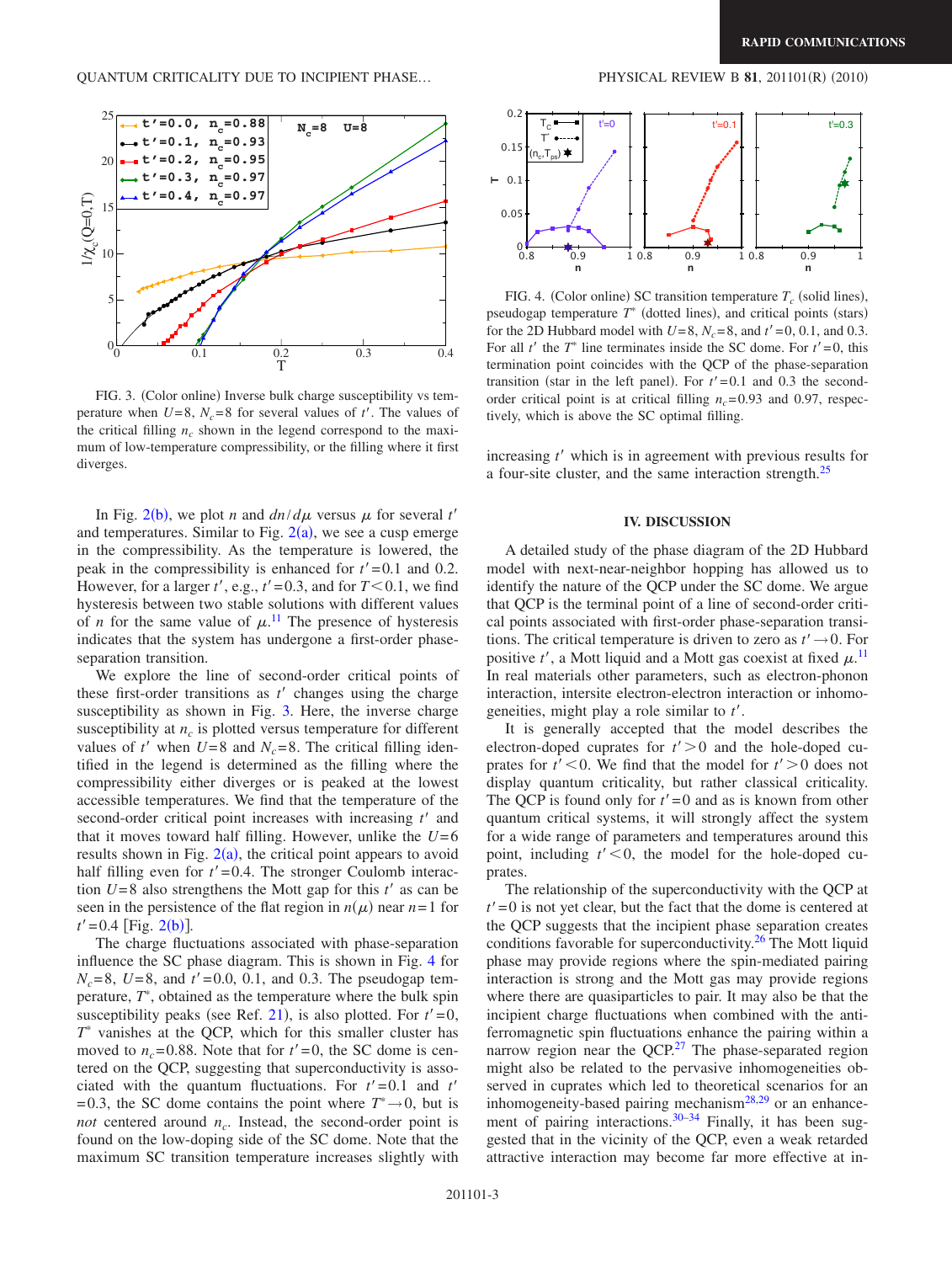FIG. 3. (Color online) Inverse bulk charge susceptibility vs temperature when $U=8$, $N_c=8$ for several values of $t'$. The values of the critical filling $n_c$ shown in the legend correspond to the maximum of low-temperature compressibility, or the filling where it first diverges.

In Fig. 2(b), we plot $n$ and $dn/d\mu$ versus $\mu$ for several $t'$ and temperatures. Similar to Fig. 2(a), we see a cusp emerge in the compressibility. As the temperature is lowered, the peak in the compressibility is enhanced for $t'=0.1$ and 0.2. However, for a larger $t'$, e.g., $t'=0.3$, and for $T<0.1$, we find hysteresis between two stable solutions with different values of $n$ for the same value of $\mu$.[11] The presence of hysteresis indicates that the system has undergone a first-order phase-separation transition.

We explore the line of second-order critical points of these first-order transitions as $t'$ changes using the charge susceptibility as shown in Fig. 3. Here, the inverse charge susceptibility at $n_c$ is plotted versus temperature for different values of $t'$ when $U=8$ and $N_c=8$. The critical filling identified in the legend is determined as the filling where the compressibility either diverges or is peaked at the lowest accessible temperatures. We find that the temperature of the second-order critical point increases with increasing $t'$ and that it moves toward half filling. However, unlike the $U=6$ results shown in Fig. 2(a), the critical point appears to avoid half filling even for $t'=0.4$. The stronger Coulomb interaction $U=8$ also strengthens the Mott gap for this $t'$ as can be seen in the persistence of the flat region in $n(\mu)$ near $n=1$ for $t'=0.4$ [Fig. 2(b)].

The charge fluctuations associated with phase-separation influence the SC phase diagram. This is shown in Fig. 4 for $N_c=8$, $U=8$, and $t'=0.0$, 0.1, and 0.3. The pseudogap temperature, $T^*$, obtained as the temperature where the bulk spin susceptibility peaks (see Ref. 21), is also plotted. For $t'=0$, $T^*$ vanishes at the QCP, which for this smaller cluster has moved to $n_c=0.88$. Note that for $t'=0$, the SC dome is centered on the QCP, suggesting that superconductivity is associated with the quantum fluctuations. For $t'=0.1$ and $t'=0.3$, the SC dome contains the point where $T^*\to 0$, but is *not* centered around $n_c$. Instead, the second-order point is found on the low-doping side of the SC dome. Note that the maximum SC transition temperature increases slightly with increasing $t'$ which is in agreement with previous results for a four-site cluster, and the same interaction strength.[25]

FIG. 4. (Color online) SC transition temperature $T_c$ (solid lines), pseudogap temperature $T^*$ (dotted lines), and critical points (stars) for the 2D Hubbard model with $U=8$, $N_c=8$, and $t'=0$, 0.1, and 0.3. For all $t'$ the $T^*$ line terminates inside the SC dome. For $t'=0$, this termination point coincides with the QCP of the phase-separation transition (star in the left panel). For $t'=0.1$ and 0.3 the second-order critical point is at critical filling $n_c=0.93$ and 0.97, respectively, which is above the SC optimal filling.

## IV. DISCUSSION

A detailed study of the phase diagram of the 2D Hubbard model with next-near-neighbor hopping has allowed us to identify the nature of the QCP under the SC dome. We argue that QCP is the terminal point of a line of second-order critical points associated with first-order phase-separation transitions. The critical temperature is driven to zero as $t'\to 0$. For positive $t'$, a Mott liquid and a Mott gas coexist at fixed $\mu$.[11] In real materials other parameters, such as electron-phonon interaction, intersite electron-electron interaction or inhomogeneities, might play a role similar to $t'$.

It is generally accepted that the model describes the electron-doped cuprates for $t'>0$ and the hole-doped cuprates for $t'<0$. We find that the model for $t'>0$ does not display quantum criticality, but rather classical criticality. The QCP is found only for $t'=0$ and as is known from other quantum critical systems, it will strongly affect the system for a wide range of parameters and temperatures around this point, including $t'<0$, the model for the hole-doped cuprates.

The relationship of the superconductivity with the QCP at $t'=0$ is not yet clear, but the fact that the dome is centered at the QCP suggests that the incipient phase separation creates conditions favorable for superconductivity.[26] The Mott liquid phase may provide regions where the spin-mediated pairing interaction is strong and the Mott gas may provide regions where there are quasiparticles to pair. It may also be that the incipient charge fluctuations when combined with the antiferromagnetic spin fluctuations enhance the pairing within a narrow region near the QCP.[27] The phase-separated region might also be related to the pervasive inhomogeneities observed in cuprates which led to theoretical scenarios for an inhomogeneity-based pairing mechanism[28,29] or an enhancement of pairing interactions.[30–34] Finally, it has been suggested that in the vicinity of the QCP, even a weak retarded attractive interaction may become far more effective at in-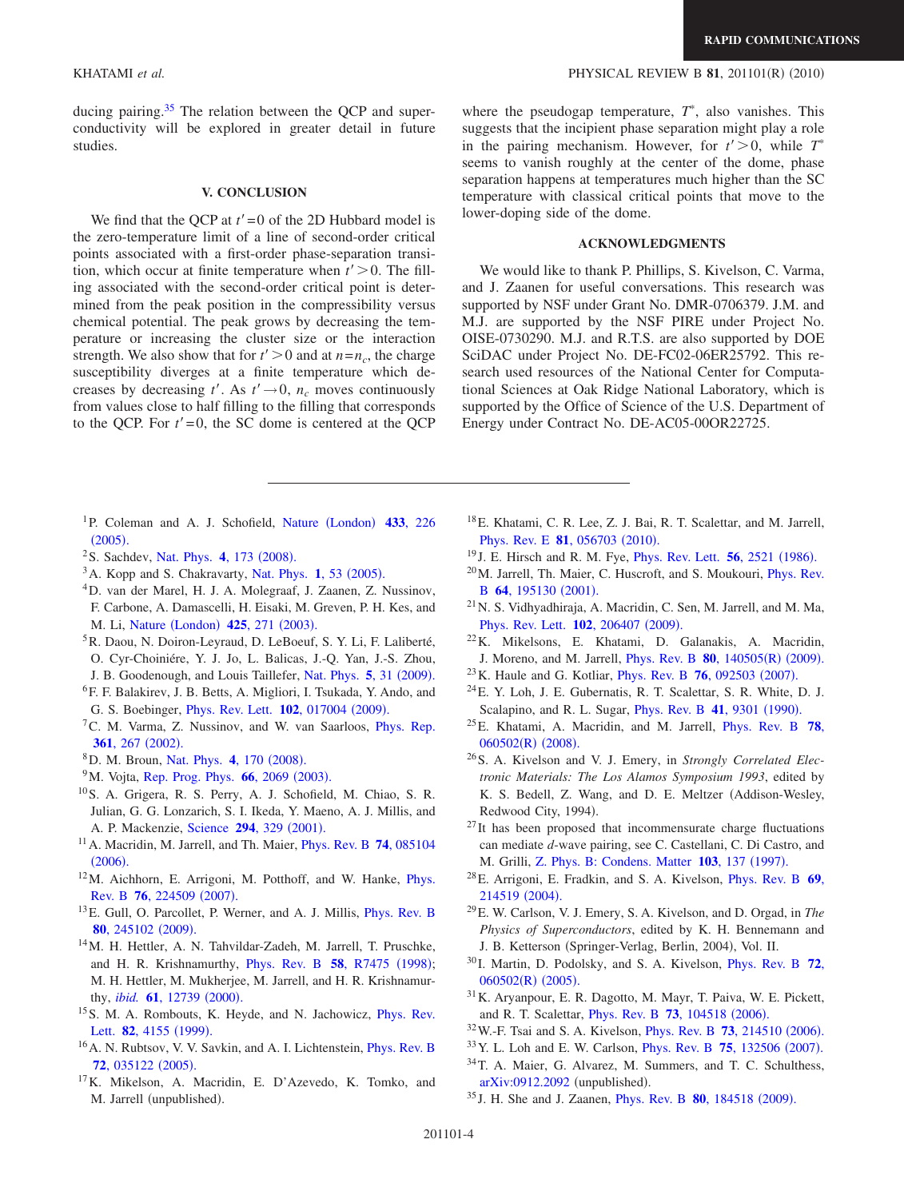ducing pairing.[35] The relation between the QCP and superconductivity will be explored in greater detail in future studies.

## V. CONCLUSION

We find that the QCP at $t'=0$ of the 2D Hubbard model is the zero-temperature limit of a line of second-order critical points associated with a first-order phase-separation transition, which occur at finite temperature when $t'>0$. The filling associated with the second-order critical point is determined from the peak position in the compressibility versus chemical potential. The peak grows by decreasing the temperature or increasing the cluster size or the interaction strength. We also show that for $t'>0$ and at $n=n_c$, the charge susceptibility diverges at a finite temperature which decreases by decreasing $t'$. As $t'\to 0$, $n_c$ moves continuously from values close to half filling to the filling that corresponds to the QCP. For $t'=0$, the SC dome is centered at the QCP where the pseudogap temperature, $T^*$, also vanishes. This suggests that the incipient phase separation might play a role in the pairing mechanism. However, for $t'>0$, while $T^*$ seems to vanish roughly at the center of the dome, phase separation happens at temperatures much higher than the SC temperature with classical critical points that move to the lower-doping side of the dome.

## ACKNOWLEDGMENTS

We would like to thank P. Phillips, S. Kivelson, C. Varma, and J. Zaanen for useful conversations. This research was supported by NSF under Grant No. DMR-0706379. J.M. and M.J. are supported by the NSF PIRE under Project No. OISE-0730290. M.J. and R.T.S. are also supported by DOE SciDAC under Project No. DE-FC02-06ER25792. This research used resources of the National Center for Computational Sciences at Oak Ridge National Laboratory, which is supported by the Office of Science of the U.S. Department of Energy under Contract No. DE-AC05-00OR22725.

---

[1] P. Coleman and A. J. Schofield, Nature (London) **433**, 226 (2005).
[2] S. Sachdev, Nat. Phys. **4**, 173 (2008).
[3] A. Kopp and S. Chakravarty, Nat. Phys. **1**, 53 (2005).
[4] D. van der Marel, H. J. A. Molegraaf, J. Zaanen, Z. Nussinov, F. Carbone, A. Damascelli, H. Eisaki, M. Greven, P. H. Kes, and M. Li, Nature (London) **425**, 271 (2003).
[5] R. Daou, N. Doiron-Leyraud, D. LeBoeuf, S. Y. Li, F. Laliberté, O. Cyr-Choiniére, Y. J. Jo, L. Balicas, J.-Q. Yan, J.-S. Zhou, J. B. Goodenough, and Louis Taillefer, Nat. Phys. **5**, 31 (2009).
[6] F. F. Balakirev, J. B. Betts, A. Migliori, I. Tsukada, Y. Ando, and G. S. Boebinger, Phys. Rev. Lett. **102**, 017004 (2009).
[7] C. M. Varma, Z. Nussinov, and W. van Saarloos, Phys. Rep. **361**, 267 (2002).
[8] D. M. Broun, Nat. Phys. **4**, 170 (2008).
[9] M. Vojta, Rep. Prog. Phys. **66**, 2069 (2003).
[10] S. A. Grigera, R. S. Perry, A. J. Schofield, M. Chiao, S. R. Julian, G. G. Lonzarich, S. I. Ikeda, Y. Maeno, A. J. Millis, and A. P. Mackenzie, Science **294**, 329 (2001).
[11] A. Macridin, M. Jarrell, and Th. Maier, Phys. Rev. B **74**, 085104 (2006).
[12] M. Aichhorn, E. Arrigoni, M. Potthoff, and W. Hanke, Phys. Rev. B **76**, 224509 (2007).
[13] E. Gull, O. Parcollet, P. Werner, and A. J. Millis, Phys. Rev. B **80**, 245102 (2009).
[14] M. H. Hettler, A. N. Tahvildar-Zadeh, M. Jarrell, T. Pruschke, and H. R. Krishnamurthy, Phys. Rev. B **58**, R7475 (1998); M. H. Hettler, M. Mukherjee, M. Jarrell, and H. R. Krishnamurthy, *ibid.* **61**, 12739 (2000).
[15] S. M. A. Rombouts, K. Heyde, and N. Jachowicz, Phys. Rev. Lett. **82**, 4155 (1999).
[16] A. N. Rubtsov, V. V. Savkin, and A. I. Lichtenstein, Phys. Rev. B **72**, 035122 (2005).
[17] K. Mikelson, A. Macridin, E. D'Azevedo, K. Tomko, and M. Jarrell (unpublished).
[18] E. Khatami, C. R. Lee, Z. J. Bai, R. T. Scalettar, and M. Jarrell, Phys. Rev. E **81**, 056703 (2010).
[19] J. E. Hirsch and R. M. Fye, Phys. Rev. Lett. **56**, 2521 (1986).
[20] M. Jarrell, Th. Maier, C. Huscroft, and S. Moukouri, Phys. Rev. B **64**, 195130 (2001).
[21] N. S. Vidhyadhiraja, A. Macridin, C. Sen, M. Jarrell, and M. Ma, Phys. Rev. Lett. **102**, 206407 (2009).
[22] K. Mikelsons, E. Khatami, D. Galanakis, A. Macridin, J. Moreno, and M. Jarrell, Phys. Rev. B **80**, 140505(R) (2009).
[23] K. Haule and G. Kotliar, Phys. Rev. B **76**, 092503 (2007).
[24] E. Y. Loh, J. E. Gubernatis, R. T. Scalettar, S. R. White, D. J. Scalapino, and R. L. Sugar, Phys. Rev. B **41**, 9301 (1990).
[25] E. Khatami, A. Macridin, and M. Jarrell, Phys. Rev. B **78**, 060502(R) (2008).
[26] S. A. Kivelson and V. J. Emery, in *Strongly Correlated Electronic Materials: The Los Alamos Symposium 1993*, edited by K. S. Bedell, Z. Wang, and D. E. Meltzer (Addison-Wesley, Redwood City, 1994).
[27] It has been proposed that incommensurate charge fluctuations can mediate *d*-wave pairing, see C. Castellani, C. Di Castro, and M. Grilli, Z. Phys. B: Condens. Matter **103**, 137 (1997).
[28] E. Arrigoni, E. Fradkin, and S. A. Kivelson, Phys. Rev. B **69**, 214519 (2004).
[29] E. W. Carlson, V. J. Emery, S. A. Kivelson, and D. Orgad, in *The Physics of Superconductors*, edited by K. H. Bennemann and J. B. Ketterson (Springer-Verlag, Berlin, 2004), Vol. II.
[30] I. Martin, D. Podolsky, and S. A. Kivelson, Phys. Rev. B **72**, 060502(R) (2005).
[31] K. Aryanpour, E. R. Dagotto, M. Mayr, T. Paiva, W. E. Pickett, and R. T. Scalettar, Phys. Rev. B **73**, 104518 (2006).
[32] W.-F. Tsai and S. A. Kivelson, Phys. Rev. B **73**, 214510 (2006).
[33] Y. L. Loh and E. W. Carlson, Phys. Rev. B **75**, 132506 (2007).
[34] T. A. Maier, G. Alvarez, M. Summers, and T. C. Schulthess, arXiv:0912.2092 (unpublished).
[35] J. H. She and J. Zaanen, Phys. Rev. B **80**, 184518 (2009).